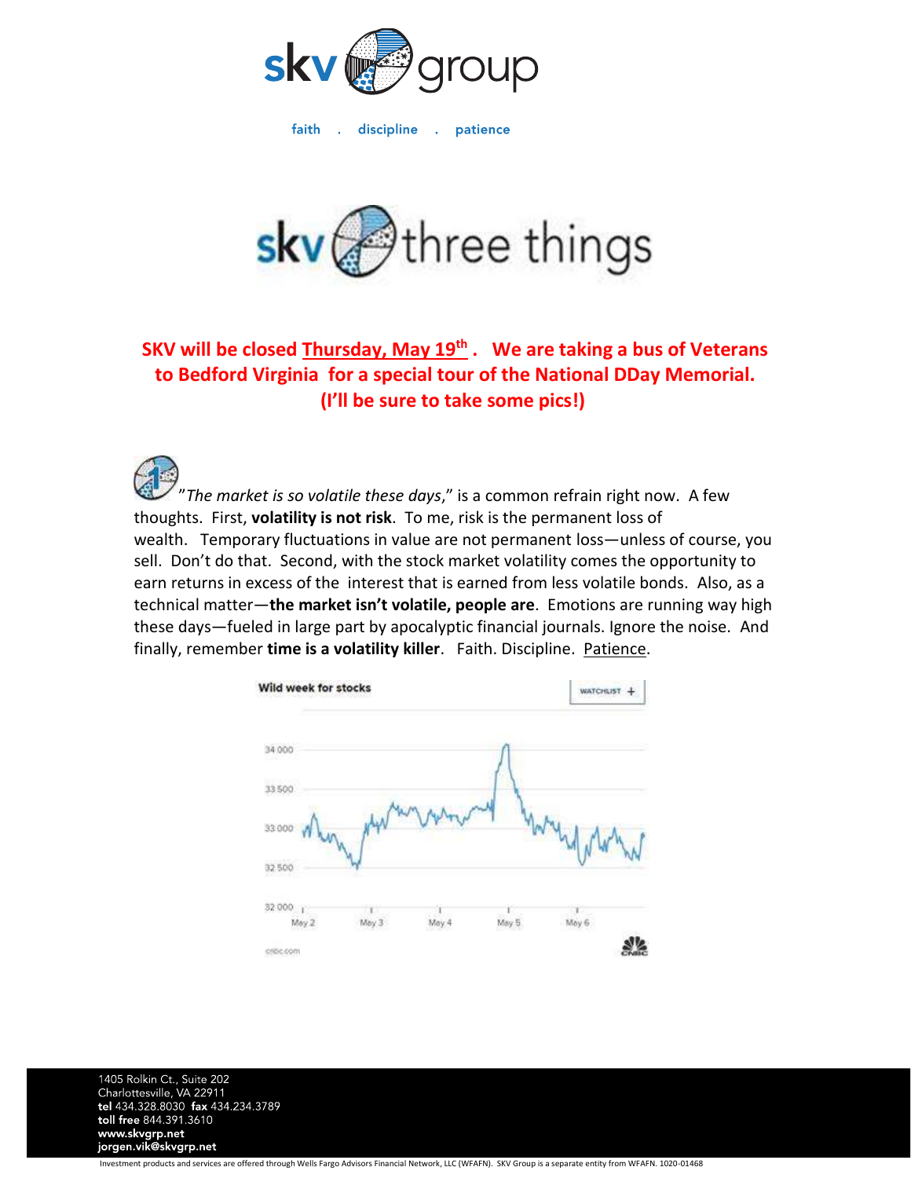skv group

faith . discipline . patience

# skv three things

**SKV will be closed Thursday, May 19th. We are taking a bus of Veterans to Bedford Virginia for a special tour of the National DDay Memorial. (I'll be sure to take some pics!)**

"*The market is so volatile these days*," is a common refrain right now. A few thoughts. First, **volatility is not risk**. To me, risk is the permanent loss of wealth. Temporary fluctuations in value are not permanent loss—unless of course, you sell. Don't do that. Second, with the stock market volatility comes the opportunity to earn returns in excess of the interest that is earned from less volatile bonds. Also, as a technical matter—**the market isn't volatile, people are**. Emotions are running way high these days—fueled in large part by apocalyptic financial journals. Ignore the noise. And finally, remember **time is a volatility killer**. Faith. Discipline. Patience.

Wild week for stocks

1405 Rolkin Ct., Suite 202
Charlottesville, VA 22911
**tel** 434.328.8030 **fax** 434.234.3789
**toll free** 844.391.3610
**www.skvgrp.net**
**jorgen.vik@skvgrp.net**

Investment products and services are offered through Wells Fargo Advisors Financial Network, LLC (WFAFN). SKV Group is a separate entity from WFAFN. 1020-01468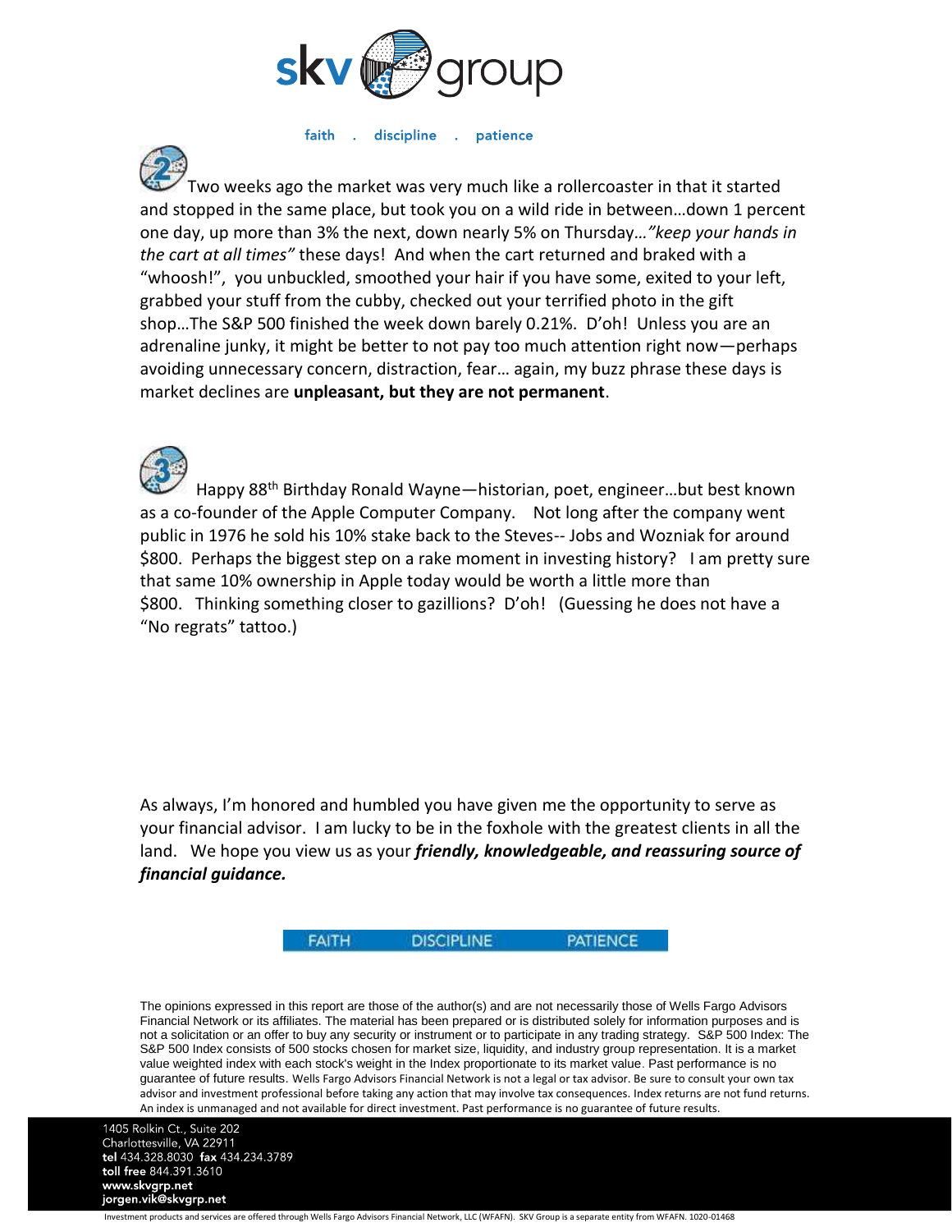faith . discipline . patience

2 Two weeks ago the market was very much like a rollercoaster in that it started and stopped in the same place, but took you on a wild ride in between…down 1 percent one day, up more than 3% the next, down nearly 5% on Thursday…*"keep your hands in the cart at all times"* these days! And when the cart returned and braked with a "whoosh!", you unbuckled, smoothed your hair if you have some, exited to your left, grabbed your stuff from the cubby, checked out your terrified photo in the gift shop…The S&P 500 finished the week down barely 0.21%. D'oh! Unless you are an adrenaline junky, it might be better to not pay too much attention right now—perhaps avoiding unnecessary concern, distraction, fear… again, my buzz phrase these days is market declines are **unpleasant, but they are not permanent**.

3 Happy 88th Birthday Ronald Wayne—historian, poet, engineer…but best known as a co-founder of the Apple Computer Company. Not long after the company went public in 1976 he sold his 10% stake back to the Steves-- Jobs and Wozniak for around $800. Perhaps the biggest step on a rake moment in investing history? I am pretty sure that same 10% ownership in Apple today would be worth a little more than $800. Thinking something closer to gazillions? D'oh! (Guessing he does not have a "No regrats" tattoo.)

As always, I'm honored and humbled you have given me the opportunity to serve as your financial advisor. I am lucky to be in the foxhole with the greatest clients in all the land. We hope you view us as your ***friendly, knowledgeable, and reassuring source of financial guidance.***

FAITH DISCIPLINE PATIENCE

The opinions expressed in this report are those of the author(s) and are not necessarily those of Wells Fargo Advisors Financial Network or its affiliates. The material has been prepared or is distributed solely for information purposes and is not a solicitation or an offer to buy any security or instrument or to participate in any trading strategy. S&P 500 Index: The S&P 500 Index consists of 500 stocks chosen for market size, liquidity, and industry group representation. It is a market value weighted index with each stock's weight in the Index proportionate to its market value. Past performance is no guarantee of future results. Wells Fargo Advisors Financial Network is not a legal or tax advisor. Be sure to consult your own tax advisor and investment professional before taking any action that may involve tax consequences. Index returns are not fund returns. An index is unmanaged and not available for direct investment. Past performance is no guarantee of future results.

1405 Rolkin Ct., Suite 202
Charlottesville, VA 22911
**tel** 434.328.8030 **fax** 434.234.3789
**toll free** 844.391.3610
**www.skvgrp.net**
**jorgen.vik@skvgrp.net**

Investment products and services are offered through Wells Fargo Advisors Financial Network, LLC (WFAFN). SKV Group is a separate entity from WFAFN. 1020-01468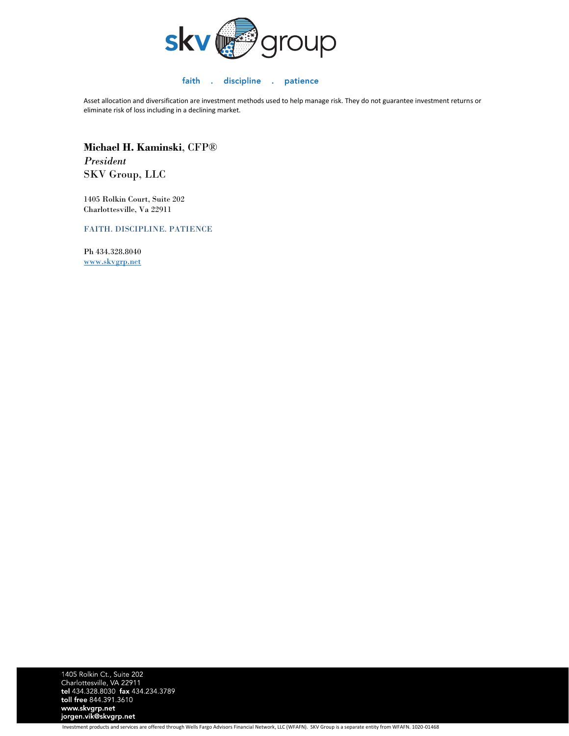faith . discipline . patience

Asset allocation and diversification are investment methods used to help manage risk. They do not guarantee investment returns or eliminate risk of loss including in a declining market.

**Michael H. Kaminski**, CFP®
*President*
SKV Group, LLC

1405 Rolkin Court, Suite 202
Charlottesville, Va 22911

FAITH. DISCIPLINE. PATIENCE

Ph 434.328.8040
www.skvgrp.net

1405 Rolkin Ct., Suite 202
Charlottesville, VA 22911
**tel** 434.328.8030 **fax** 434.234.3789
**toll free** 844.391.3610
**www.skvgrp.net**
**jorgen.vik@skvgrp.net**

Investment products and services are offered through Wells Fargo Advisors Financial Network, LLC (WFAFN). SKV Group is a separate entity from WFAFN. 1020-01468